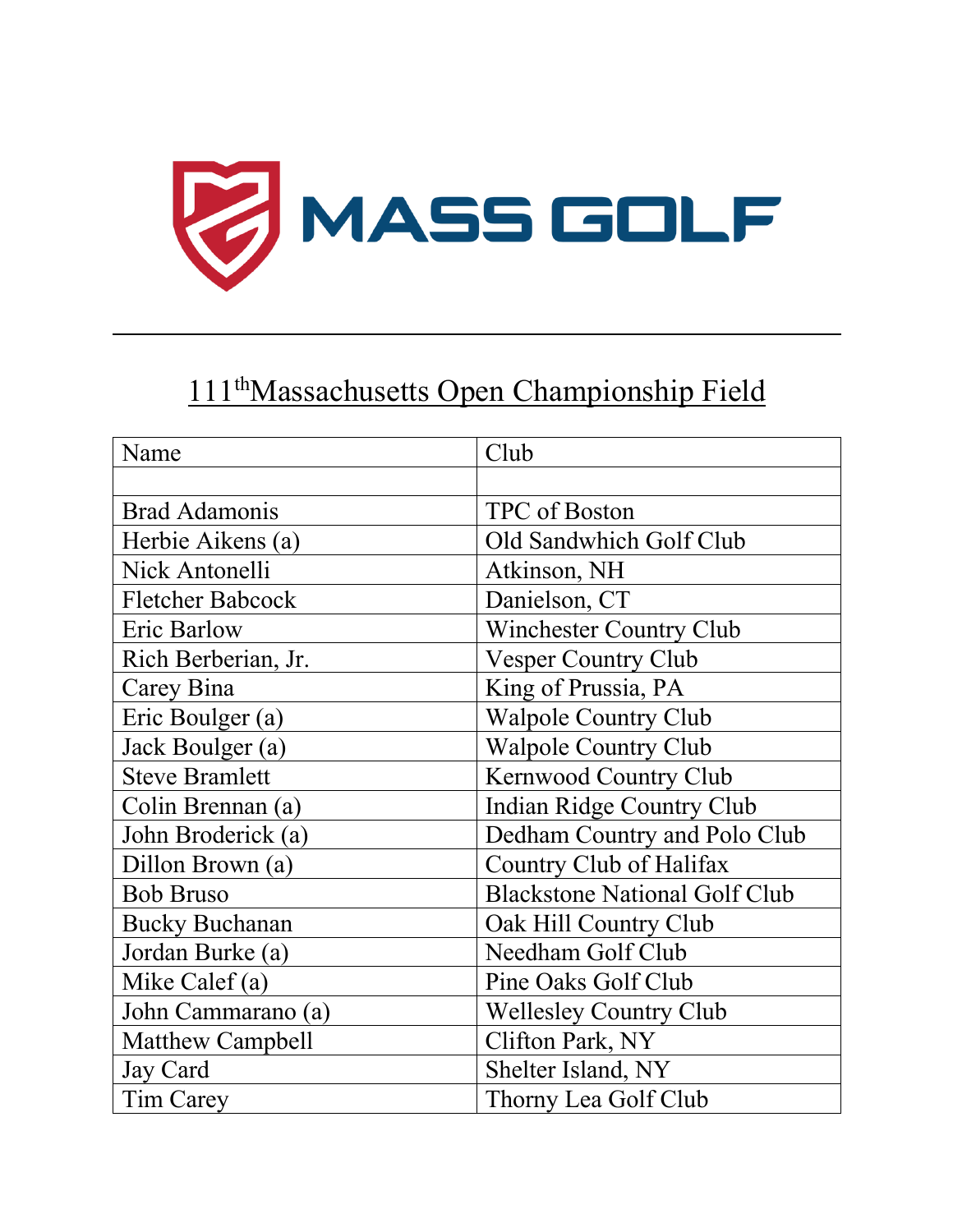MASS GOLF

# 111th Massachusetts Open Championship Field

| Name | Club |
| --- | --- |
| | |
| Brad Adamonis | TPC of Boston |
| Herbie Aikens (a) | Old Sandwhich Golf Club |
| Nick Antonelli | Atkinson, NH |
| Fletcher Babcock | Danielson, CT |
| Eric Barlow | Winchester Country Club |
| Rich Berberian, Jr. | Vesper Country Club |
| Carey Bina | King of Prussia, PA |
| Eric Boulger (a) | Walpole Country Club |
| Jack Boulger (a) | Walpole Country Club |
| Steve Bramlett | Kernwood Country Club |
| Colin Brennan (a) | Indian Ridge Country Club |
| John Broderick (a) | Dedham Country and Polo Club |
| Dillon Brown (a) | Country Club of Halifax |
| Bob Bruso | Blackstone National Golf Club |
| Bucky Buchanan | Oak Hill Country Club |
| Jordan Burke (a) | Needham Golf Club |
| Mike Calef (a) | Pine Oaks Golf Club |
| John Cammarano (a) | Wellesley Country Club |
| Matthew Campbell | Clifton Park, NY |
| Jay Card | Shelter Island, NY |
| Tim Carey | Thorny Lea Golf Club |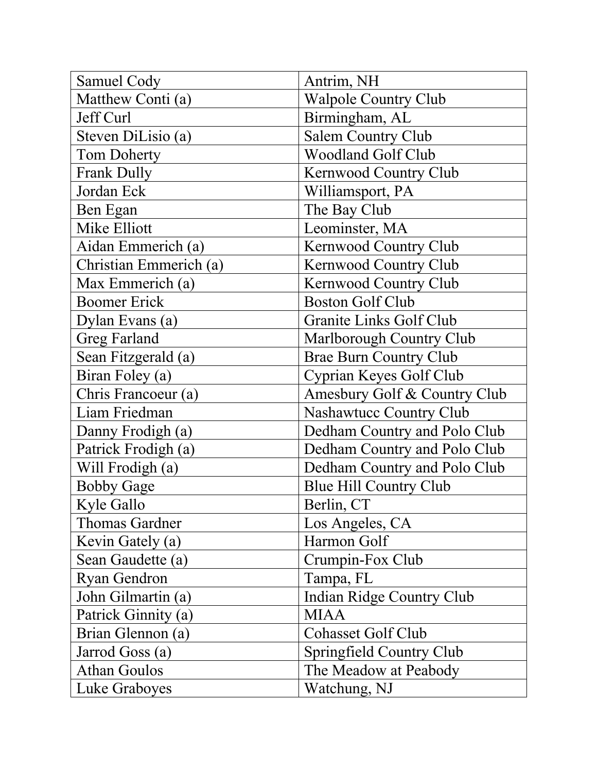| | |
|---|---|
| Samuel Cody | Antrim, NH |
| Matthew Conti (a) | Walpole Country Club |
| Jeff Curl | Birmingham, AL |
| Steven DiLisio (a) | Salem Country Club |
| Tom Doherty | Woodland Golf Club |
| Frank Dully | Kernwood Country Club |
| Jordan Eck | Williamsport, PA |
| Ben Egan | The Bay Club |
| Mike Elliott | Leominster, MA |
| Aidan Emmerich (a) | Kernwood Country Club |
| Christian Emmerich (a) | Kernwood Country Club |
| Max Emmerich (a) | Kernwood Country Club |
| Boomer Erick | Boston Golf Club |
| Dylan Evans (a) | Granite Links Golf Club |
| Greg Farland | Marlborough Country Club |
| Sean Fitzgerald (a) | Brae Burn Country Club |
| Biran Foley (a) | Cyprian Keyes Golf Club |
| Chris Francoeur (a) | Amesbury Golf & Country Club |
| Liam Friedman | Nashawtucc Country Club |
| Danny Frodigh (a) | Dedham Country and Polo Club |
| Patrick Frodigh (a) | Dedham Country and Polo Club |
| Will Frodigh (a) | Dedham Country and Polo Club |
| Bobby Gage | Blue Hill Country Club |
| Kyle Gallo | Berlin, CT |
| Thomas Gardner | Los Angeles, CA |
| Kevin Gately (a) | Harmon Golf |
| Sean Gaudette (a) | Crumpin-Fox Club |
| Ryan Gendron | Tampa, FL |
| John Gilmartin (a) | Indian Ridge Country Club |
| Patrick Ginnity (a) | MIAA |
| Brian Glennon (a) | Cohasset Golf Club |
| Jarrod Goss (a) | Springfield Country Club |
| Athan Goulos | The Meadow at Peabody |
| Luke Graboyes | Watchung, NJ |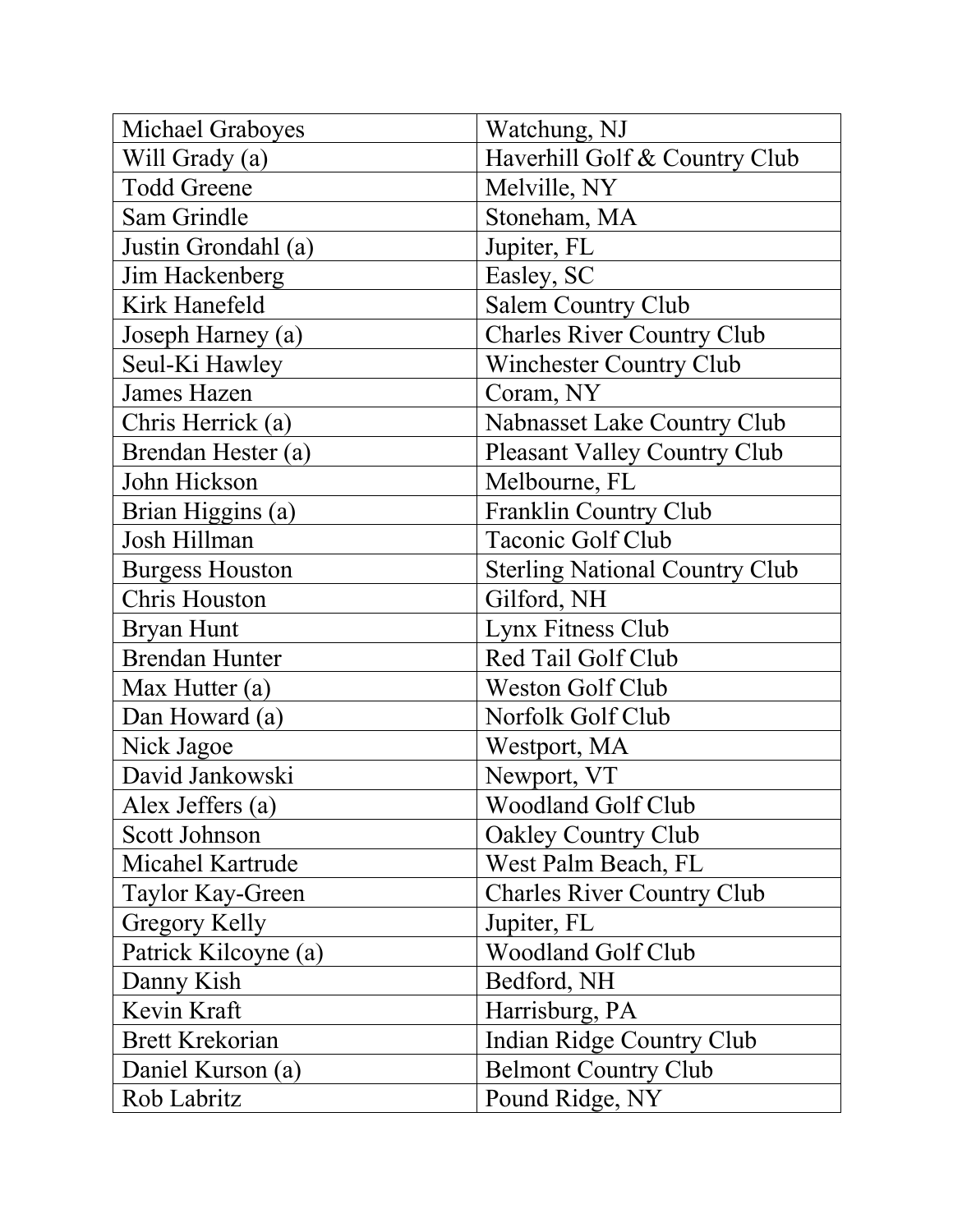| Michael Graboyes | Watchung, NJ |
|---|---|
| Will Grady (a) | Haverhill Golf & Country Club |
| Todd Greene | Melville, NY |
| Sam Grindle | Stoneham, MA |
| Justin Grondahl (a) | Jupiter, FL |
| Jim Hackenberg | Easley, SC |
| Kirk Hanefeld | Salem Country Club |
| Joseph Harney (a) | Charles River Country Club |
| Seul-Ki Hawley | Winchester Country Club |
| James Hazen | Coram, NY |
| Chris Herrick (a) | Nabnasset Lake Country Club |
| Brendan Hester (a) | Pleasant Valley Country Club |
| John Hickson | Melbourne, FL |
| Brian Higgins (a) | Franklin Country Club |
| Josh Hillman | Taconic Golf Club |
| Burgess Houston | Sterling National Country Club |
| Chris Houston | Gilford, NH |
| Bryan Hunt | Lynx Fitness Club |
| Brendan Hunter | Red Tail Golf Club |
| Max Hutter (a) | Weston Golf Club |
| Dan Howard (a) | Norfolk Golf Club |
| Nick Jagoe | Westport, MA |
| David Jankowski | Newport, VT |
| Alex Jeffers (a) | Woodland Golf Club |
| Scott Johnson | Oakley Country Club |
| Micahel Kartrude | West Palm Beach, FL |
| Taylor Kay-Green | Charles River Country Club |
| Gregory Kelly | Jupiter, FL |
| Patrick Kilcoyne (a) | Woodland Golf Club |
| Danny Kish | Bedford, NH |
| Kevin Kraft | Harrisburg, PA |
| Brett Krekorian | Indian Ridge Country Club |
| Daniel Kurson (a) | Belmont Country Club |
| Rob Labritz | Pound Ridge, NY |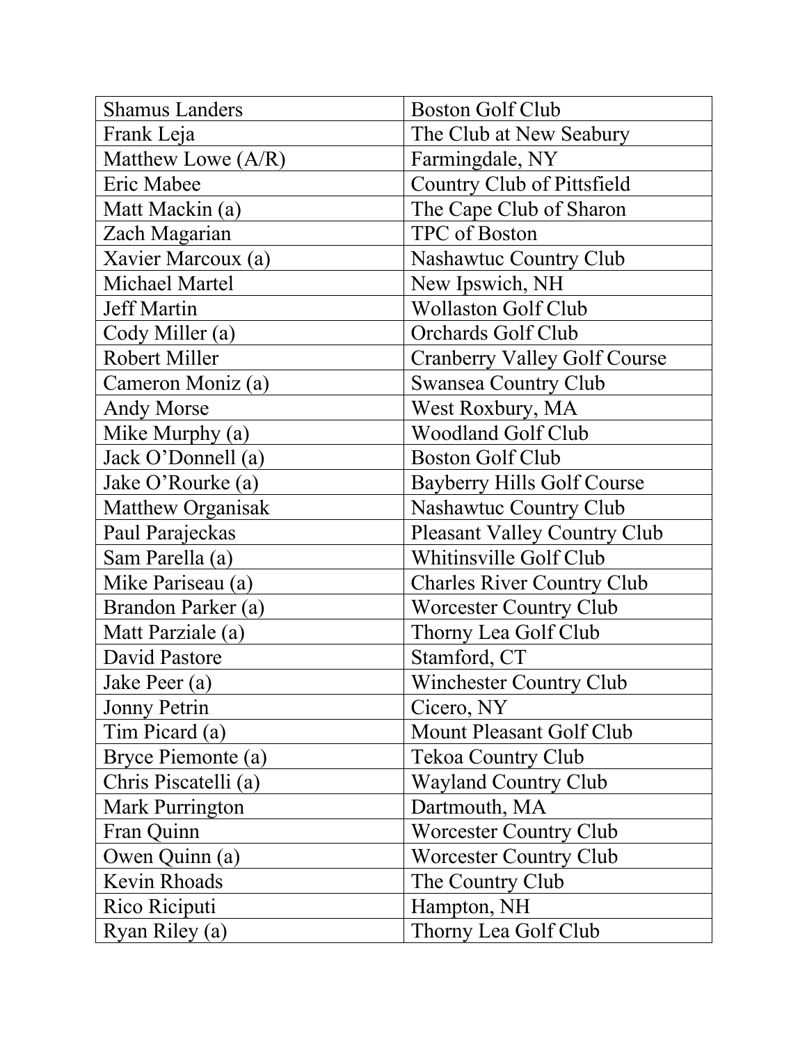| | |
|---|---|
| Shamus Landers | Boston Golf Club |
| Frank Leja | The Club at New Seabury |
| Matthew Lowe (A/R) | Farmingdale, NY |
| Eric Mabee | Country Club of Pittsfield |
| Matt Mackin (a) | The Cape Club of Sharon |
| Zach Magarian | TPC of Boston |
| Xavier Marcoux (a) | Nashawtuc Country Club |
| Michael Martel | New Ipswich, NH |
| Jeff Martin | Wollaston Golf Club |
| Cody Miller (a) | Orchards Golf Club |
| Robert Miller | Cranberry Valley Golf Course |
| Cameron Moniz (a) | Swansea Country Club |
| Andy Morse | West Roxbury, MA |
| Mike Murphy (a) | Woodland Golf Club |
| Jack O'Donnell (a) | Boston Golf Club |
| Jake O'Rourke (a) | Bayberry Hills Golf Course |
| Matthew Organisak | Nashawtuc Country Club |
| Paul Parajeckas | Pleasant Valley Country Club |
| Sam Parella (a) | Whitinsville Golf Club |
| Mike Pariseau (a) | Charles River Country Club |
| Brandon Parker (a) | Worcester Country Club |
| Matt Parziale (a) | Thorny Lea Golf Club |
| David Pastore | Stamford, CT |
| Jake Peer (a) | Winchester Country Club |
| Jonny Petrin | Cicero, NY |
| Tim Picard (a) | Mount Pleasant Golf Club |
| Bryce Piemonte (a) | Tekoa Country Club |
| Chris Piscatelli (a) | Wayland Country Club |
| Mark Purrington | Dartmouth, MA |
| Fran Quinn | Worcester Country Club |
| Owen Quinn (a) | Worcester Country Club |
| Kevin Rhoads | The Country Club |
| Rico Riciputi | Hampton, NH |
| Ryan Riley (a) | Thorny Lea Golf Club |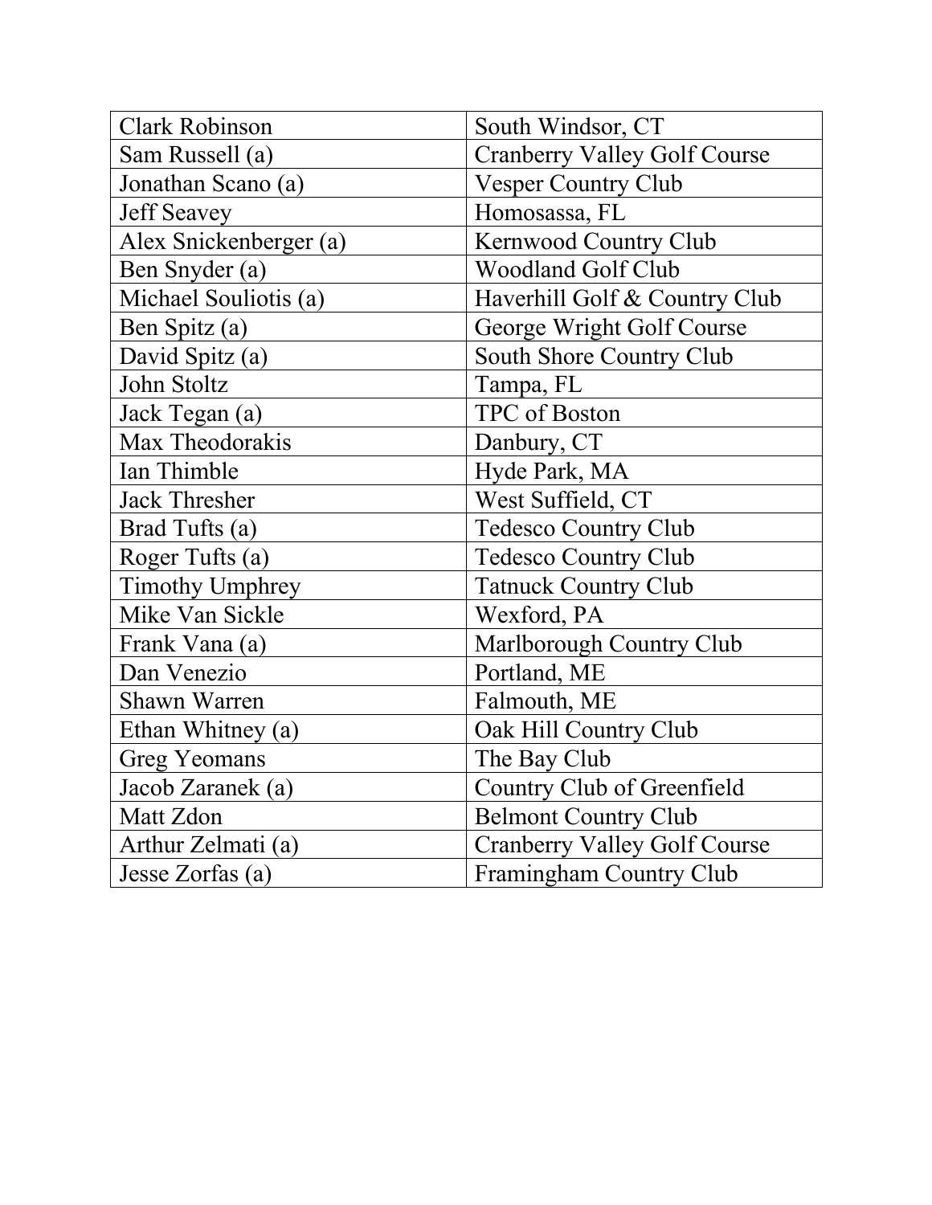| | |
|---|---|
| Clark Robinson | South Windsor, CT |
| Sam Russell (a) | Cranberry Valley Golf Course |
| Jonathan Scano (a) | Vesper Country Club |
| Jeff Seavey | Homosassa, FL |
| Alex Snickenberger (a) | Kernwood Country Club |
| Ben Snyder (a) | Woodland Golf Club |
| Michael Souliotis (a) | Haverhill Golf & Country Club |
| Ben Spitz (a) | George Wright Golf Course |
| David Spitz (a) | South Shore Country Club |
| John Stoltz | Tampa, FL |
| Jack Tegan (a) | TPC of Boston |
| Max Theodorakis | Danbury, CT |
| Ian Thimble | Hyde Park, MA |
| Jack Thresher | West Suffield, CT |
| Brad Tufts (a) | Tedesco Country Club |
| Roger Tufts (a) | Tedesco Country Club |
| Timothy Umphrey | Tatnuck Country Club |
| Mike Van Sickle | Wexford, PA |
| Frank Vana (a) | Marlborough Country Club |
| Dan Venezio | Portland, ME |
| Shawn Warren | Falmouth, ME |
| Ethan Whitney (a) | Oak Hill Country Club |
| Greg Yeomans | The Bay Club |
| Jacob Zaranek (a) | Country Club of Greenfield |
| Matt Zdon | Belmont Country Club |
| Arthur Zelmati (a) | Cranberry Valley Golf Course |
| Jesse Zorfas (a) | Framingham Country Club |